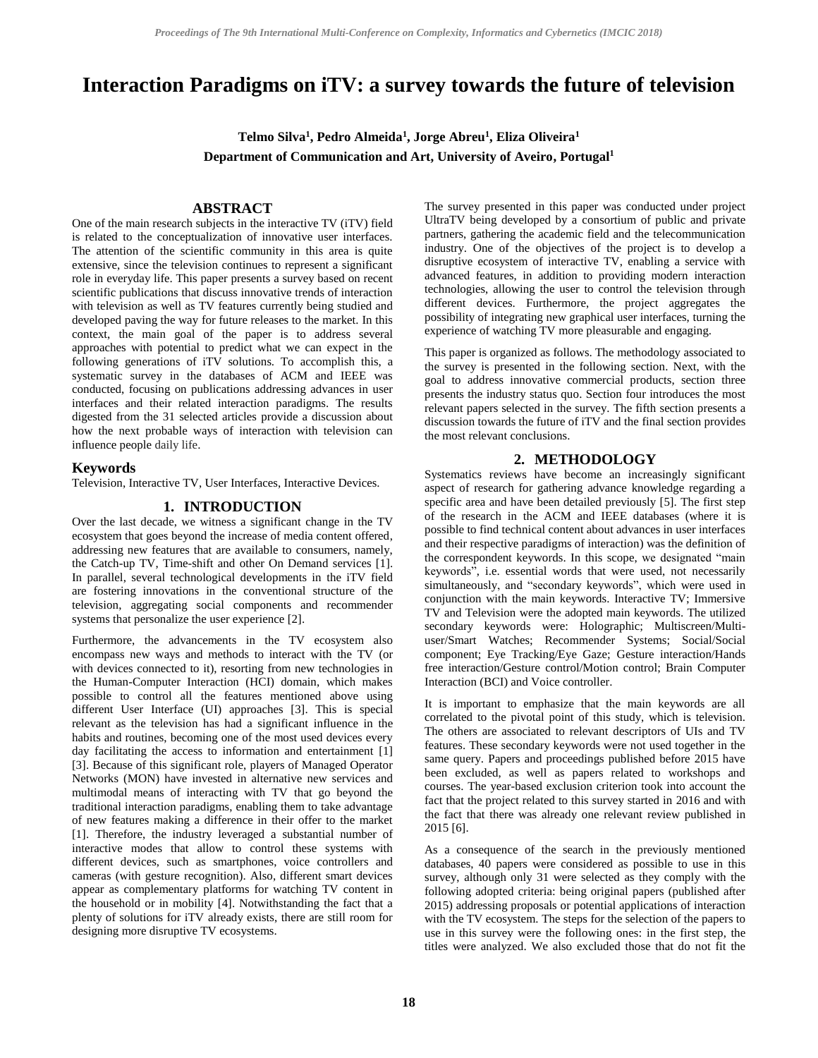# Interaction Paradigms on iTV: a survey towards the future of television

**Telmo Silva[1], Pedro Almeida[1], Jorge Abreu[1], Eliza Oliveira[1]**
**Department of Communication and Art, University of Aveiro, Portugal[1]**

## ABSTRACT

One of the main research subjects in the interactive TV (iTV) field is related to the conceptualization of innovative user interfaces. The attention of the scientific community in this area is quite extensive, since the television continues to represent a significant role in everyday life. This paper presents a survey based on recent scientific publications that discuss innovative trends of interaction with television as well as TV features currently being studied and developed paving the way for future releases to the market. In this context, the main goal of the paper is to address several approaches with potential to predict what we can expect in the following generations of iTV solutions. To accomplish this, a systematic survey in the databases of ACM and IEEE was conducted, focusing on publications addressing advances in user interfaces and their related interaction paradigms. The results digested from the 31 selected articles provide a discussion about how the next probable ways of interaction with television can influence people daily life.

## Keywords

Television, Interactive TV, User Interfaces, Interactive Devices.

## 1. INTRODUCTION

Over the last decade, we witness a significant change in the TV ecosystem that goes beyond the increase of media content offered, addressing new features that are available to consumers, namely, the Catch-up TV, Time-shift and other On Demand services [1]. In parallel, several technological developments in the iTV field are fostering innovations in the conventional structure of the television, aggregating social components and recommender systems that personalize the user experience [2].

Furthermore, the advancements in the TV ecosystem also encompass new ways and methods to interact with the TV (or with devices connected to it), resorting from new technologies in the Human-Computer Interaction (HCI) domain, which makes possible to control all the features mentioned above using different User Interface (UI) approaches [3]. This is special relevant as the television has had a significant influence in the habits and routines, becoming one of the most used devices every day facilitating the access to information and entertainment [1] [3]. Because of this significant role, players of Managed Operator Networks (MON) have invested in alternative new services and multimodal means of interacting with TV that go beyond the traditional interaction paradigms, enabling them to take advantage of new features making a difference in their offer to the market [1]. Therefore, the industry leveraged a substantial number of interactive modes that allow to control these systems with different devices, such as smartphones, voice controllers and cameras (with gesture recognition). Also, different smart devices appear as complementary platforms for watching TV content in the household or in mobility [4]. Notwithstanding the fact that a plenty of solutions for iTV already exists, there are still room for designing more disruptive TV ecosystems.

The survey presented in this paper was conducted under project UltraTV being developed by a consortium of public and private partners, gathering the academic field and the telecommunication industry. One of the objectives of the project is to develop a disruptive ecosystem of interactive TV, enabling a service with advanced features, in addition to providing modern interaction technologies, allowing the user to control the television through different devices. Furthermore, the project aggregates the possibility of integrating new graphical user interfaces, turning the experience of watching TV more pleasurable and engaging.

This paper is organized as follows. The methodology associated to the survey is presented in the following section. Next, with the goal to address innovative commercial products, section three presents the industry status quo. Section four introduces the most relevant papers selected in the survey. The fifth section presents a discussion towards the future of iTV and the final section provides the most relevant conclusions.

## 2. METHODOLOGY

Systematics reviews have become an increasingly significant aspect of research for gathering advance knowledge regarding a specific area and have been detailed previously [5]. The first step of the research in the ACM and IEEE databases (where it is possible to find technical content about advances in user interfaces and their respective paradigms of interaction) was the definition of the correspondent keywords. In this scope, we designated "main keywords", i.e. essential words that were used, not necessarily simultaneously, and "secondary keywords", which were used in conjunction with the main keywords. Interactive TV; Immersive TV and Television were the adopted main keywords. The utilized secondary keywords were: Holographic; Multiscreen/Multi-user/Smart Watches; Recommender Systems; Social/Social component; Eye Tracking/Eye Gaze; Gesture interaction/Hands free interaction/Gesture control/Motion control; Brain Computer Interaction (BCI) and Voice controller.

It is important to emphasize that the main keywords are all correlated to the pivotal point of this study, which is television. The others are associated to relevant descriptors of UIs and TV features. These secondary keywords were not used together in the same query. Papers and proceedings published before 2015 have been excluded, as well as papers related to workshops and courses. The year-based exclusion criterion took into account the fact that the project related to this survey started in 2016 and with the fact that there was already one relevant review published in 2015 [6].

As a consequence of the search in the previously mentioned databases, 40 papers were considered as possible to use in this survey, although only 31 were selected as they comply with the following adopted criteria: being original papers (published after 2015) addressing proposals or potential applications of interaction with the TV ecosystem. The steps for the selection of the papers to use in this survey were the following ones: in the first step, the titles were analyzed. We also excluded those that do not fit the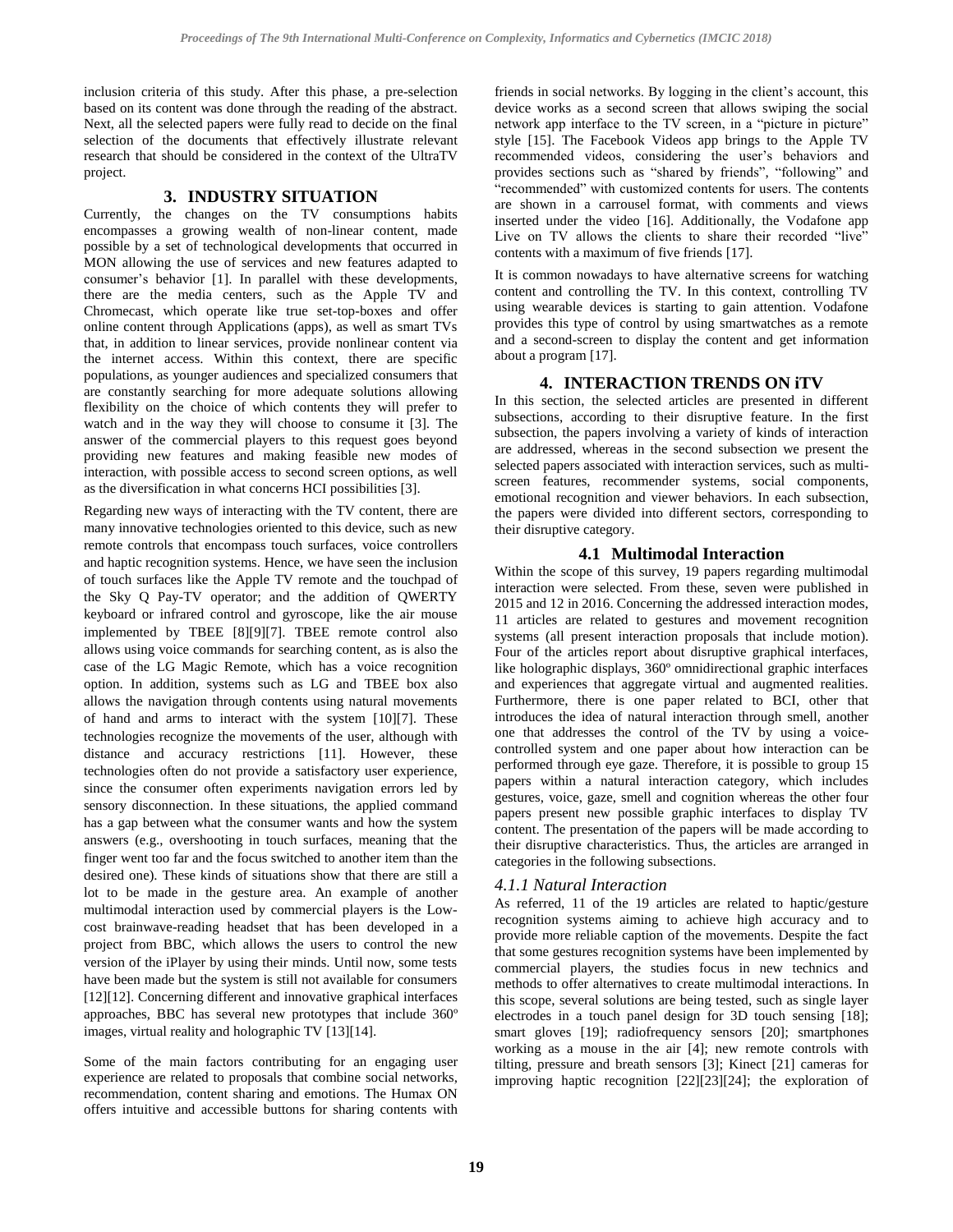inclusion criteria of this study. After this phase, a pre-selection based on its content was done through the reading of the abstract. Next, all the selected papers were fully read to decide on the final selection of the documents that effectively illustrate relevant research that should be considered in the context of the UltraTV project.

## 3. INDUSTRY SITUATION

Currently, the changes on the TV consumptions habits encompasses a growing wealth of non-linear content, made possible by a set of technological developments that occurred in MON allowing the use of services and new features adapted to consumer's behavior [1]. In parallel with these developments, there are the media centers, such as the Apple TV and Chromecast, which operate like true set-top-boxes and offer online content through Applications (apps), as well as smart TVs that, in addition to linear services, provide nonlinear content via the internet access. Within this context, there are specific populations, as younger audiences and specialized consumers that are constantly searching for more adequate solutions allowing flexibility on the choice of which contents they will prefer to watch and in the way they will choose to consume it [3]. The answer of the commercial players to this request goes beyond providing new features and making feasible new modes of interaction, with possible access to second screen options, as well as the diversification in what concerns HCI possibilities [3].

Regarding new ways of interacting with the TV content, there are many innovative technologies oriented to this device, such as new remote controls that encompass touch surfaces, voice controllers and haptic recognition systems. Hence, we have seen the inclusion of touch surfaces like the Apple TV remote and the touchpad of the Sky Q Pay-TV operator; and the addition of QWERTY keyboard or infrared control and gyroscope, like the air mouse implemented by TBEE [8][9][7]. TBEE remote control also allows using voice commands for searching content, as is also the case of the LG Magic Remote, which has a voice recognition option. In addition, systems such as LG and TBEE box also allows the navigation through contents using natural movements of hand and arms to interact with the system [10][7]. These technologies recognize the movements of the user, although with distance and accuracy restrictions [11]. However, these technologies often do not provide a satisfactory user experience, since the consumer often experiments navigation errors led by sensory disconnection. In these situations, the applied command has a gap between what the consumer wants and how the system answers (e.g., overshooting in touch surfaces, meaning that the finger went too far and the focus switched to another item than the desired one). These kinds of situations show that there are still a lot to be made in the gesture area. An example of another multimodal interaction used by commercial players is the Low-cost brainwave-reading headset that has been developed in a project from BBC, which allows the users to control the new version of the iPlayer by using their minds. Until now, some tests have been made but the system is still not available for consumers [12][12]. Concerning different and innovative graphical interfaces approaches, BBC has several new prototypes that include 360º images, virtual reality and holographic TV [13][14].

Some of the main factors contributing for an engaging user experience are related to proposals that combine social networks, recommendation, content sharing and emotions. The Humax ON offers intuitive and accessible buttons for sharing contents with friends in social networks. By logging in the client's account, this device works as a second screen that allows swiping the social network app interface to the TV screen, in a "picture in picture" style [15]. The Facebook Videos app brings to the Apple TV recommended videos, considering the user's behaviors and provides sections such as "shared by friends", "following" and "recommended" with customized contents for users. The contents are shown in a carrousel format, with comments and views inserted under the video [16]. Additionally, the Vodafone app Live on TV allows the clients to share their recorded "live" contents with a maximum of five friends [17].

It is common nowadays to have alternative screens for watching content and controlling the TV. In this context, controlling TV using wearable devices is starting to gain attention. Vodafone provides this type of control by using smartwatches as a remote and a second-screen to display the content and get information about a program [17].

## 4. INTERACTION TRENDS ON iTV

In this section, the selected articles are presented in different subsections, according to their disruptive feature. In the first subsection, the papers involving a variety of kinds of interaction are addressed, whereas in the second subsection we present the selected papers associated with interaction services, such as multi-screen features, recommender systems, social components, emotional recognition and viewer behaviors. In each subsection, the papers were divided into different sectors, corresponding to their disruptive category.

### 4.1 Multimodal Interaction

Within the scope of this survey, 19 papers regarding multimodal interaction were selected. From these, seven were published in 2015 and 12 in 2016. Concerning the addressed interaction modes, 11 articles are related to gestures and movement recognition systems (all present interaction proposals that include motion). Four of the articles report about disruptive graphical interfaces, like holographic displays, 360º omnidirectional graphic interfaces and experiences that aggregate virtual and augmented realities. Furthermore, there is one paper related to BCI, other that introduces the idea of natural interaction through smell, another one that addresses the control of the TV by using a voice-controlled system and one paper about how interaction can be performed through eye gaze. Therefore, it is possible to group 15 papers within a natural interaction category, which includes gestures, voice, gaze, smell and cognition whereas the other four papers present new possible graphic interfaces to display TV content. The presentation of the papers will be made according to their disruptive characteristics. Thus, the articles are arranged in categories in the following subsections.

#### *4.1.1 Natural Interaction*

As referred, 11 of the 19 articles are related to haptic/gesture recognition systems aiming to achieve high accuracy and to provide more reliable caption of the movements. Despite the fact that some gestures recognition systems have been implemented by commercial players, the studies focus in new technics and methods to offer alternatives to create multimodal interactions. In this scope, several solutions are being tested, such as single layer electrodes in a touch panel design for 3D touch sensing [18]; smart gloves [19]; radiofrequency sensors [20]; smartphones working as a mouse in the air [4]; new remote controls with tilting, pressure and breath sensors [3]; Kinect [21] cameras for improving haptic recognition [22][23][24]; the exploration of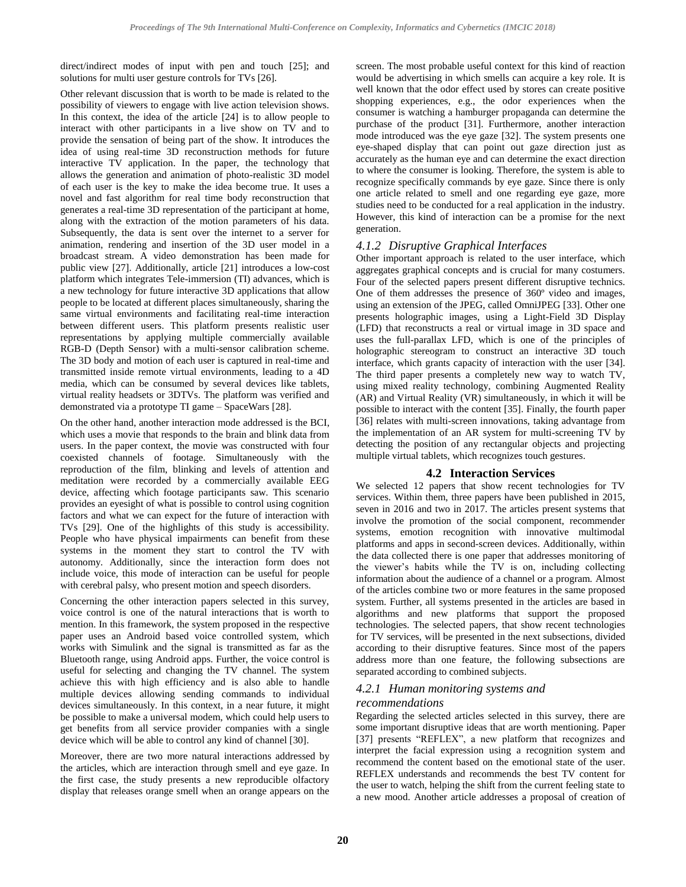direct/indirect modes of input with pen and touch [25]; and solutions for multi user gesture controls for TVs [26].

Other relevant discussion that is worth to be made is related to the possibility of viewers to engage with live action television shows. In this context, the idea of the article [24] is to allow people to interact with other participants in a live show on TV and to provide the sensation of being part of the show. It introduces the idea of using real-time 3D reconstruction methods for future interactive TV application. In the paper, the technology that allows the generation and animation of photo-realistic 3D model of each user is the key to make the idea become true. It uses a novel and fast algorithm for real time body reconstruction that generates a real-time 3D representation of the participant at home, along with the extraction of the motion parameters of his data. Subsequently, the data is sent over the internet to a server for animation, rendering and insertion of the 3D user model in a broadcast stream. A video demonstration has been made for public view [27]. Additionally, article [21] introduces a low-cost platform which integrates Tele-immersion (TI) advances, which is a new technology for future interactive 3D applications that allow people to be located at different places simultaneously, sharing the same virtual environments and facilitating real-time interaction between different users. This platform presents realistic user representations by applying multiple commercially available RGB-D (Depth Sensor) with a multi-sensor calibration scheme. The 3D body and motion of each user is captured in real-time and transmitted inside remote virtual environments, leading to a 4D media, which can be consumed by several devices like tablets, virtual reality headsets or 3DTVs. The platform was verified and demonstrated via a prototype TI game – SpaceWars [28].

On the other hand, another interaction mode addressed is the BCI, which uses a movie that responds to the brain and blink data from users. In the paper context, the movie was constructed with four coexisted channels of footage. Simultaneously with the reproduction of the film, blinking and levels of attention and meditation were recorded by a commercially available EEG device, affecting which footage participants saw. This scenario provides an eyesight of what is possible to control using cognition factors and what we can expect for the future of interaction with TVs [29]. One of the highlights of this study is accessibility. People who have physical impairments can benefit from these systems in the moment they start to control the TV with autonomy. Additionally, since the interaction form does not include voice, this mode of interaction can be useful for people with cerebral palsy, who present motion and speech disorders.

Concerning the other interaction papers selected in this survey, voice control is one of the natural interactions that is worth to mention. In this framework, the system proposed in the respective paper uses an Android based voice controlled system, which works with Simulink and the signal is transmitted as far as the Bluetooth range, using Android apps. Further, the voice control is useful for selecting and changing the TV channel. The system achieve this with high efficiency and is also able to handle multiple devices allowing sending commands to individual devices simultaneously. In this context, in a near future, it might be possible to make a universal modem, which could help users to get benefits from all service provider companies with a single device which will be able to control any kind of channel [30].

Moreover, there are two more natural interactions addressed by the articles, which are interaction through smell and eye gaze. In the first case, the study presents a new reproducible olfactory display that releases orange smell when an orange appears on the screen. The most probable useful context for this kind of reaction would be advertising in which smells can acquire a key role. It is well known that the odor effect used by stores can create positive shopping experiences, e.g., the odor experiences when the consumer is watching a hamburger propaganda can determine the purchase of the product [31]. Furthermore, another interaction mode introduced was the eye gaze [32]. The system presents one eye-shaped display that can point out gaze direction just as accurately as the human eye and can determine the exact direction to where the consumer is looking. Therefore, the system is able to recognize specifically commands by eye gaze. Since there is only one article related to smell and one regarding eye gaze, more studies need to be conducted for a real application in the industry. However, this kind of interaction can be a promise for the next generation.

### *4.1.2 Disruptive Graphical Interfaces*

Other important approach is related to the user interface, which aggregates graphical concepts and is crucial for many costumers. Four of the selected papers present different disruptive technics. One of them addresses the presence of 360º video and images, using an extension of the JPEG, called OmniJPEG [33]. Other one presents holographic images, using a Light-Field 3D Display (LFD) that reconstructs a real or virtual image in 3D space and uses the full-parallax LFD, which is one of the principles of holographic stereogram to construct an interactive 3D touch interface, which grants capacity of interaction with the user [34]. The third paper presents a completely new way to watch TV, using mixed reality technology, combining Augmented Reality (AR) and Virtual Reality (VR) simultaneously, in which it will be possible to interact with the content [35]. Finally, the fourth paper [36] relates with multi-screen innovations, taking advantage from the implementation of an AR system for multi-screening TV by detecting the position of any rectangular objects and projecting multiple virtual tablets, which recognizes touch gestures.

## 4.2 Interaction Services

We selected 12 papers that show recent technologies for TV services. Within them, three papers have been published in 2015, seven in 2016 and two in 2017. The articles present systems that involve the promotion of the social component, recommender systems, emotion recognition with innovative multimodal platforms and apps in second-screen devices. Additionally, within the data collected there is one paper that addresses monitoring of the viewer's habits while the TV is on, including collecting information about the audience of a channel or a program. Almost of the articles combine two or more features in the same proposed system. Further, all systems presented in the articles are based in algorithms and new platforms that support the proposed technologies. The selected papers, that show recent technologies for TV services, will be presented in the next subsections, divided according to their disruptive features. Since most of the papers address more than one feature, the following subsections are separated according to combined subjects.

### *4.2.1 Human monitoring systems and recommendations*

Regarding the selected articles selected in this survey, there are some important disruptive ideas that are worth mentioning. Paper [37] presents "REFLEX", a new platform that recognizes and interpret the facial expression using a recognition system and recommend the content based on the emotional state of the user. REFLEX understands and recommends the best TV content for the user to watch, helping the shift from the current feeling state to a new mood. Another article addresses a proposal of creation of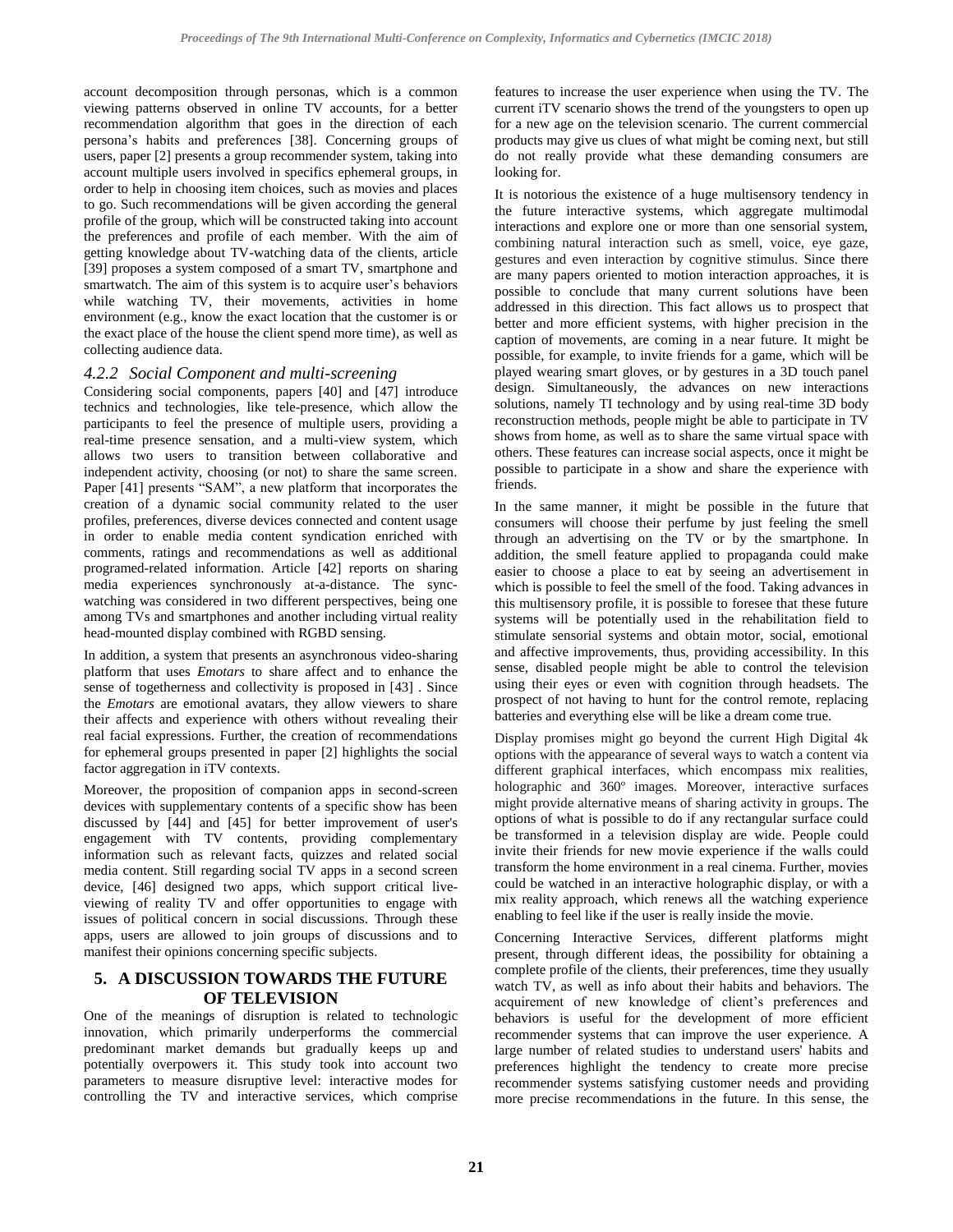account decomposition through personas, which is a common viewing patterns observed in online TV accounts, for a better recommendation algorithm that goes in the direction of each persona's habits and preferences [38]. Concerning groups of users, paper [2] presents a group recommender system, taking into account multiple users involved in specifics ephemeral groups, in order to help in choosing item choices, such as movies and places to go. Such recommendations will be given according the general profile of the group, which will be constructed taking into account the preferences and profile of each member. With the aim of getting knowledge about TV-watching data of the clients, article [39] proposes a system composed of a smart TV, smartphone and smartwatch. The aim of this system is to acquire user's behaviors while watching TV, their movements, activities in home environment (e.g., know the exact location that the customer is or the exact place of the house the client spend more time), as well as collecting audience data.

#### *4.2.2 Social Component and multi-screening*

Considering social components, papers [40] and [47] introduce technics and technologies, like tele-presence, which allow the participants to feel the presence of multiple users, providing a real-time presence sensation, and a multi-view system, which allows two users to transition between collaborative and independent activity, choosing (or not) to share the same screen. Paper [41] presents "SAM", a new platform that incorporates the creation of a dynamic social community related to the user profiles, preferences, diverse devices connected and content usage in order to enable media content syndication enriched with comments, ratings and recommendations as well as additional programed-related information. Article [42] reports on sharing media experiences synchronously at-a-distance. The sync-watching was considered in two different perspectives, being one among TVs and smartphones and another including virtual reality head-mounted display combined with RGBD sensing.

In addition, a system that presents an asynchronous video-sharing platform that uses *Emotars* to share affect and to enhance the sense of togetherness and collectivity is proposed in [43] . Since the *Emotars* are emotional avatars, they allow viewers to share their affects and experience with others without revealing their real facial expressions. Further, the creation of recommendations for ephemeral groups presented in paper [2] highlights the social factor aggregation in iTV contexts.

Moreover, the proposition of companion apps in second-screen devices with supplementary contents of a specific show has been discussed by [44] and [45] for better improvement of user's engagement with TV contents, providing complementary information such as relevant facts, quizzes and related social media content. Still regarding social TV apps in a second screen device, [46] designed two apps, which support critical live-viewing of reality TV and offer opportunities to engage with issues of political concern in social discussions. Through these apps, users are allowed to join groups of discussions and to manifest their opinions concerning specific subjects.

## 5. A DISCUSSION TOWARDS THE FUTURE OF TELEVISION

One of the meanings of disruption is related to technologic innovation, which primarily underperforms the commercial predominant market demands but gradually keeps up and potentially overpowers it. This study took into account two parameters to measure disruptive level: interactive modes for controlling the TV and interactive services, which comprise features to increase the user experience when using the TV. The current iTV scenario shows the trend of the youngsters to open up for a new age on the television scenario. The current commercial products may give us clues of what might be coming next, but still do not really provide what these demanding consumers are looking for.

It is notorious the existence of a huge multisensory tendency in the future interactive systems, which aggregate multimodal interactions and explore one or more than one sensorial system, combining natural interaction such as smell, voice, eye gaze, gestures and even interaction by cognitive stimulus. Since there are many papers oriented to motion interaction approaches, it is possible to conclude that many current solutions have been addressed in this direction. This fact allows us to prospect that better and more efficient systems, with higher precision in the caption of movements, are coming in a near future. It might be possible, for example, to invite friends for a game, which will be played wearing smart gloves, or by gestures in a 3D touch panel design. Simultaneously, the advances on new interactions solutions, namely TI technology and by using real-time 3D body reconstruction methods, people might be able to participate in TV shows from home, as well as to share the same virtual space with others. These features can increase social aspects, once it might be possible to participate in a show and share the experience with friends.

In the same manner, it might be possible in the future that consumers will choose their perfume by just feeling the smell through an advertising on the TV or by the smartphone. In addition, the smell feature applied to propaganda could make easier to choose a place to eat by seeing an advertisement in which is possible to feel the smell of the food. Taking advances in this multisensory profile, it is possible to foresee that these future systems will be potentially used in the rehabilitation field to stimulate sensorial systems and obtain motor, social, emotional and affective improvements, thus, providing accessibility. In this sense, disabled people might be able to control the television using their eyes or even with cognition through headsets. The prospect of not having to hunt for the control remote, replacing batteries and everything else will be like a dream come true.

Display promises might go beyond the current High Digital 4k options with the appearance of several ways to watch a content via different graphical interfaces, which encompass mix realities, holographic and 360º images. Moreover, interactive surfaces might provide alternative means of sharing activity in groups. The options of what is possible to do if any rectangular surface could be transformed in a television display are wide. People could invite their friends for new movie experience if the walls could transform the home environment in a real cinema. Further, movies could be watched in an interactive holographic display, or with a mix reality approach, which renews all the watching experience enabling to feel like if the user is really inside the movie.

Concerning Interactive Services, different platforms might present, through different ideas, the possibility for obtaining a complete profile of the clients, their preferences, time they usually watch TV, as well as info about their habits and behaviors. The acquirement of new knowledge of client's preferences and behaviors is useful for the development of more efficient recommender systems that can improve the user experience. A large number of related studies to understand users' habits and preferences highlight the tendency to create more precise recommender systems satisfying customer needs and providing more precise recommendations in the future. In this sense, the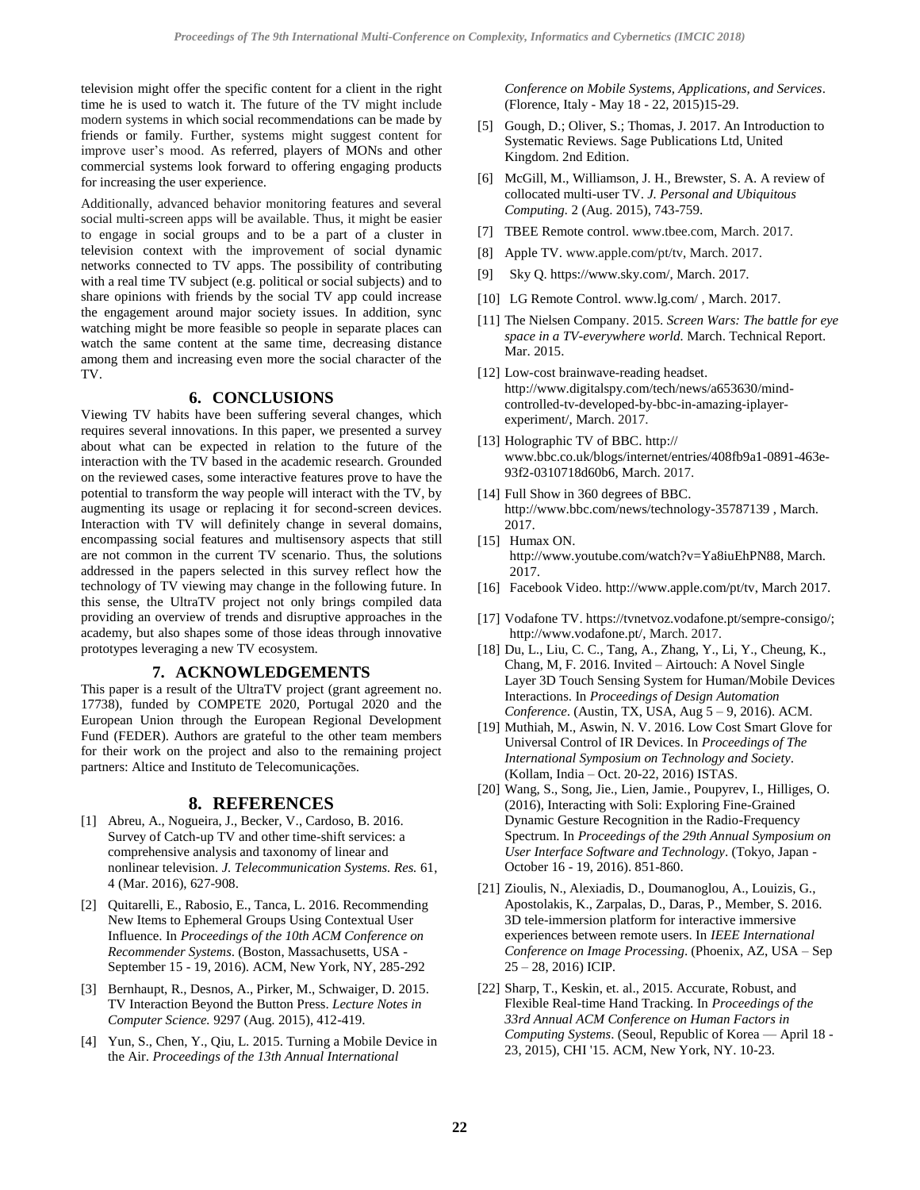television might offer the specific content for a client in the right time he is used to watch it. The future of the TV might include modern systems in which social recommendations can be made by friends or family. Further, systems might suggest content for improve user's mood. As referred, players of MONs and other commercial systems look forward to offering engaging products for increasing the user experience.

Additionally, advanced behavior monitoring features and several social multi-screen apps will be available. Thus, it might be easier to engage in social groups and to be a part of a cluster in television context with the improvement of social dynamic networks connected to TV apps. The possibility of contributing with a real time TV subject (e.g. political or social subjects) and to share opinions with friends by the social TV app could increase the engagement around major society issues. In addition, sync watching might be more feasible so people in separate places can watch the same content at the same time, decreasing distance among them and increasing even more the social character of the TV.

## 6. CONCLUSIONS

Viewing TV habits have been suffering several changes, which requires several innovations. In this paper, we presented a survey about what can be expected in relation to the future of the interaction with the TV based in the academic research. Grounded on the reviewed cases, some interactive features prove to have the potential to transform the way people will interact with the TV, by augmenting its usage or replacing it for second-screen devices. Interaction with TV will definitely change in several domains, encompassing social features and multisensory aspects that still are not common in the current TV scenario. Thus, the solutions addressed in the papers selected in this survey reflect how the technology of TV viewing may change in the following future. In this sense, the UltraTV project not only brings compiled data providing an overview of trends and disruptive approaches in the academy, but also shapes some of those ideas through innovative prototypes leveraging a new TV ecosystem.

## 7. ACKNOWLEDGEMENTS

This paper is a result of the UltraTV project (grant agreement no. 17738), funded by COMPETE 2020, Portugal 2020 and the European Union through the European Regional Development Fund (FEDER). Authors are grateful to the other team members for their work on the project and also to the remaining project partners: Altice and Instituto de Telecomunicações.

## 8. REFERENCES

[1] Abreu, A., Nogueira, J., Becker, V., Cardoso, B. 2016. Survey of Catch-up TV and other time-shift services: a comprehensive analysis and taxonomy of linear and nonlinear television. *J. Telecommunication Systems. Res.* 61, 4 (Mar. 2016), 627-908.

[2] Quitarelli, E., Rabosio, E., Tanca, L. 2016. Recommending New Items to Ephemeral Groups Using Contextual User Influence. In *Proceedings of the 10th ACM Conference on Recommender Systems*. (Boston, Massachusetts, USA - September 15 - 19, 2016). ACM, New York, NY, 285-292

[3] Bernhaupt, R., Desnos, A., Pirker, M., Schwaiger, D. 2015. TV Interaction Beyond the Button Press. *Lecture Notes in Computer Science.* 9297 (Aug. 2015), 412-419.

[4] Yun, S., Chen, Y., Qiu, L. 2015. Turning a Mobile Device in the Air. *Proceedings of the 13th Annual International Conference on Mobile Systems, Applications, and Services*. (Florence, Italy - May 18 - 22, 2015)15-29.

[5] Gough, D.; Oliver, S.; Thomas, J. 2017. An Introduction to Systematic Reviews. Sage Publications Ltd, United Kingdom. 2nd Edition.

[6] McGill, M., Williamson, J. H., Brewster, S. A. A review of collocated multi-user TV. *J. Personal and Ubiquitous Computing.* 2 (Aug. 2015), 743-759.

[7] TBEE Remote control. www.tbee.com, March. 2017.

[8] Apple TV. www.apple.com/pt/tv, March. 2017.

[9] Sky Q. https://www.sky.com/, March. 2017.

[10] LG Remote Control. www.lg.com/ , March. 2017.

[11] The Nielsen Company. 2015. *Screen Wars: The battle for eye space in a TV-everywhere world.* March. Technical Report. Mar. 2015.

[12] Low-cost brainwave-reading headset. http://www.digitalspy.com/tech/news/a653630/mind-controlled-tv-developed-by-bbc-in-amazing-iplayer-experiment/, March. 2017.

[13] Holographic TV of BBC. http:// www.bbc.co.uk/blogs/internet/entries/408fb9a1-0891-463e-93f2-0310718d60b6, March. 2017.

[14] Full Show in 360 degrees of BBC. http://www.bbc.com/news/technology-35787139 , March. 2017.

[15] Humax ON. http://www.youtube.com/watch?v=Ya8iuEhPN88, March. 2017.

[16] Facebook Video. http://www.apple.com/pt/tv, March 2017.

[17] Vodafone TV. https://tvnetvoz.vodafone.pt/sempre-consigo/; http://www.vodafone.pt/, March. 2017.

[18] Du, L., Liu, C. C., Tang, A., Zhang, Y., Li, Y., Cheung, K., Chang, M, F. 2016. Invited – Airtouch: A Novel Single Layer 3D Touch Sensing System for Human/Mobile Devices Interactions. In *Proceedings of Design Automation Conference*. (Austin, TX, USA, Aug 5 – 9, 2016). ACM.

[19] Muthiah, M., Aswin, N. V. 2016. Low Cost Smart Glove for Universal Control of IR Devices. In *Proceedings of The International Symposium on Technology and Society*. (Kollam, India – Oct. 20-22, 2016) ISTAS.

[20] Wang, S., Song, Jie., Lien, Jamie., Poupyrev, I., Hilliges, O. (2016), Interacting with Soli: Exploring Fine-Grained Dynamic Gesture Recognition in the Radio-Frequency Spectrum. In *Proceedings of the 29th Annual Symposium on User Interface Software and Technology*. (Tokyo, Japan - October 16 - 19, 2016). 851-860.

[21] Zioulis, N., Alexiadis, D., Doumanoglou, A., Louizis, G., Apostolakis, K., Zarpalas, D., Daras, P., Member, S. 2016. 3D tele-immersion platform for interactive immersive experiences between remote users. In *IEEE International Conference on Image Processing*. (Phoenix, AZ, USA – Sep 25 – 28, 2016) ICIP.

[22] Sharp, T., Keskin, et. al., 2015. Accurate, Robust, and Flexible Real-time Hand Tracking. In *Proceedings of the 33rd Annual ACM Conference on Human Factors in Computing Systems*. (Seoul, Republic of Korea — April 18 - 23, 2015), CHI '15. ACM, New York, NY. 10-23.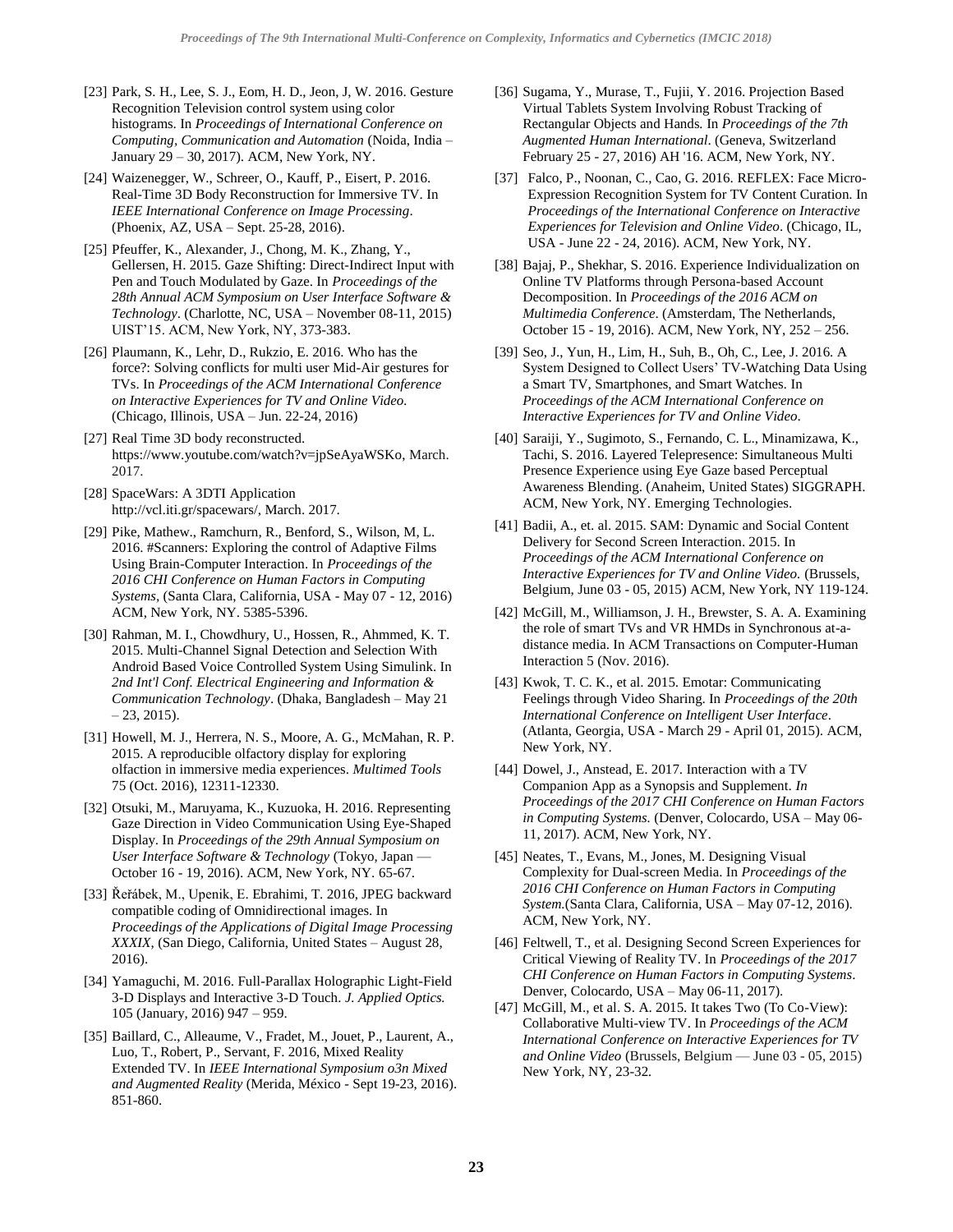[23] Park, S. H., Lee, S. J., Eom, H. D., Jeon, J, W. 2016. Gesture Recognition Television control system using color histograms. In *Proceedings of International Conference on Computing, Communication and Automation* (Noida, India – January 29 – 30, 2017). ACM, New York, NY.

[24] Waizenegger, W., Schreer, O., Kauff, P., Eisert, P. 2016. Real-Time 3D Body Reconstruction for Immersive TV. In *IEEE International Conference on Image Processing*. (Phoenix, AZ, USA – Sept. 25-28, 2016).

[25] Pfeuffer, K., Alexander, J., Chong, M. K., Zhang, Y., Gellersen, H. 2015. Gaze Shifting: Direct-Indirect Input with Pen and Touch Modulated by Gaze. In *Proceedings of the 28th Annual ACM Symposium on User Interface Software & Technology*. (Charlotte, NC, USA – November 08-11, 2015) UIST'15. ACM, New York, NY, 373-383.

[26] Plaumann, K., Lehr, D., Rukzio, E. 2016. Who has the force?: Solving conflicts for multi user Mid-Air gestures for TVs. In *Proceedings of the ACM International Conference on Interactive Experiences for TV and Online Video.* (Chicago, Illinois, USA – Jun. 22-24, 2016)

[27] Real Time 3D body reconstructed. https://www.youtube.com/watch?v=jpSeAyaWSKo, March. 2017.

[28] SpaceWars: A 3DTI Application http://vcl.iti.gr/spacewars/, March. 2017.

[29] Pike, Mathew., Ramchurn, R., Benford, S., Wilson, M, L. 2016. #Scanners: Exploring the control of Adaptive Films Using Brain-Computer Interaction. In *Proceedings of the 2016 CHI Conference on Human Factors in Computing Systems*, (Santa Clara, California, USA - May 07 - 12, 2016) ACM, New York, NY. 5385-5396.

[30] Rahman, M. I., Chowdhury, U., Hossen, R., Ahmmed, K. T. 2015. Multi-Channel Signal Detection and Selection With Android Based Voice Controlled System Using Simulink. In *2nd Int'l Conf. Electrical Engineering and Information & Communication Technology*. (Dhaka, Bangladesh – May 21 – 23, 2015).

[31] Howell, M. J., Herrera, N. S., Moore, A. G., McMahan, R. P. 2015. A reproducible olfactory display for exploring olfaction in immersive media experiences. *Multimed Tools* 75 (Oct. 2016), 12311-12330.

[32] Otsuki, M., Maruyama, K., Kuzuoka, H. 2016. Representing Gaze Direction in Video Communication Using Eye-Shaped Display. In *Proceedings of the 29th Annual Symposium on User Interface Software & Technology* (Tokyo, Japan — October 16 - 19, 2016). ACM, New York, NY. 65-67.

[33] Řeřábek, M., Upenik, E. Ebrahimi, T. 2016, JPEG backward compatible coding of Omnidirectional images. In *Proceedings of the Applications of Digital Image Processing XXXIX*, (San Diego, California, United States – August 28, 2016).

[34] Yamaguchi, M. 2016. Full-Parallax Holographic Light-Field 3-D Displays and Interactive 3-D Touch. *J. Applied Optics.* 105 (January, 2016) 947 – 959.

[35] Baillard, C., Alleaume, V., Fradet, M., Jouet, P., Laurent, A., Luo, T., Robert, P., Servant, F. 2016, Mixed Reality Extended TV. In *IEEE International Symposium o3n Mixed and Augmented Reality* (Merida, México - Sept 19-23, 2016). 851-860.

[36] Sugama, Y., Murase, T., Fujii, Y. 2016. Projection Based Virtual Tablets System Involving Robust Tracking of Rectangular Objects and Hands. In *Proceedings of the 7th Augmented Human International*. (Geneva, Switzerland February 25 - 27, 2016) AH '16. ACM, New York, NY.

[37] Falco, P., Noonan, C., Cao, G. 2016. REFLEX: Face Micro-Expression Recognition System for TV Content Curation. In *Proceedings of the International Conference on Interactive Experiences for Television and Online Video*. (Chicago, IL, USA - June 22 - 24, 2016). ACM, New York, NY.

[38] Bajaj, P., Shekhar, S. 2016. Experience Individualization on Online TV Platforms through Persona-based Account Decomposition. In *Proceedings of the 2016 ACM on Multimedia Conference*. (Amsterdam, The Netherlands, October 15 - 19, 2016). ACM, New York, NY, 252 – 256.

[39] Seo, J., Yun, H., Lim, H., Suh, B., Oh, C., Lee, J. 2016. A System Designed to Collect Users' TV-Watching Data Using a Smart TV, Smartphones, and Smart Watches. In *Proceedings of the ACM International Conference on Interactive Experiences for TV and Online Video.*

[40] Saraiji, Y., Sugimoto, S., Fernando, C. L., Minamizawa, K., Tachi, S. 2016. Layered Telepresence: Simultaneous Multi Presence Experience using Eye Gaze based Perceptual Awareness Blending. (Anaheim, United States) SIGGRAPH. ACM, New York, NY. Emerging Technologies.

[41] Badii, A., et. al. 2015. SAM: Dynamic and Social Content Delivery for Second Screen Interaction. 2015. In *Proceedings of the ACM International Conference on Interactive Experiences for TV and Online Video.* (Brussels, Belgium, June 03 - 05, 2015) ACM, New York, NY 119-124.

[42] McGill, M., Williamson, J. H., Brewster, S. A. A. Examining the role of smart TVs and VR HMDs in Synchronous at-a-distance media. In ACM Transactions on Computer-Human Interaction 5 (Nov. 2016).

[43] Kwok, T. C. K., et al. 2015. Emotar: Communicating Feelings through Video Sharing. In *Proceedings of the 20th International Conference on Intelligent User Interface*. (Atlanta, Georgia, USA - March 29 - April 01, 2015). ACM, New York, NY.

[44] Dowel, J., Anstead, E. 2017. Interaction with a TV Companion App as a Synopsis and Supplement. *In Proceedings of the 2017 CHI Conference on Human Factors in Computing Systems.* (Denver, Colocardo, USA – May 06-11, 2017). ACM, New York, NY.

[45] Neates, T., Evans, M., Jones, M. Designing Visual Complexity for Dual-screen Media. In *Proceedings of the 2016 CHI Conference on Human Factors in Computing System.*(Santa Clara, California, USA – May 07-12, 2016). ACM, New York, NY.

[46] Feltwell, T., et al. Designing Second Screen Experiences for Critical Viewing of Reality TV. In *Proceedings of the 2017 CHI Conference on Human Factors in Computing Systems*. Denver, Colocardo, USA – May 06-11, 2017).

[47] McGill, M., et al. S. A. 2015. It takes Two (To Co-View): Collaborative Multi-view TV. In *Proceedings of the ACM International Conference on Interactive Experiences for TV and Online Video* (Brussels, Belgium — June 03 - 05, 2015) New York, NY, 23-32.